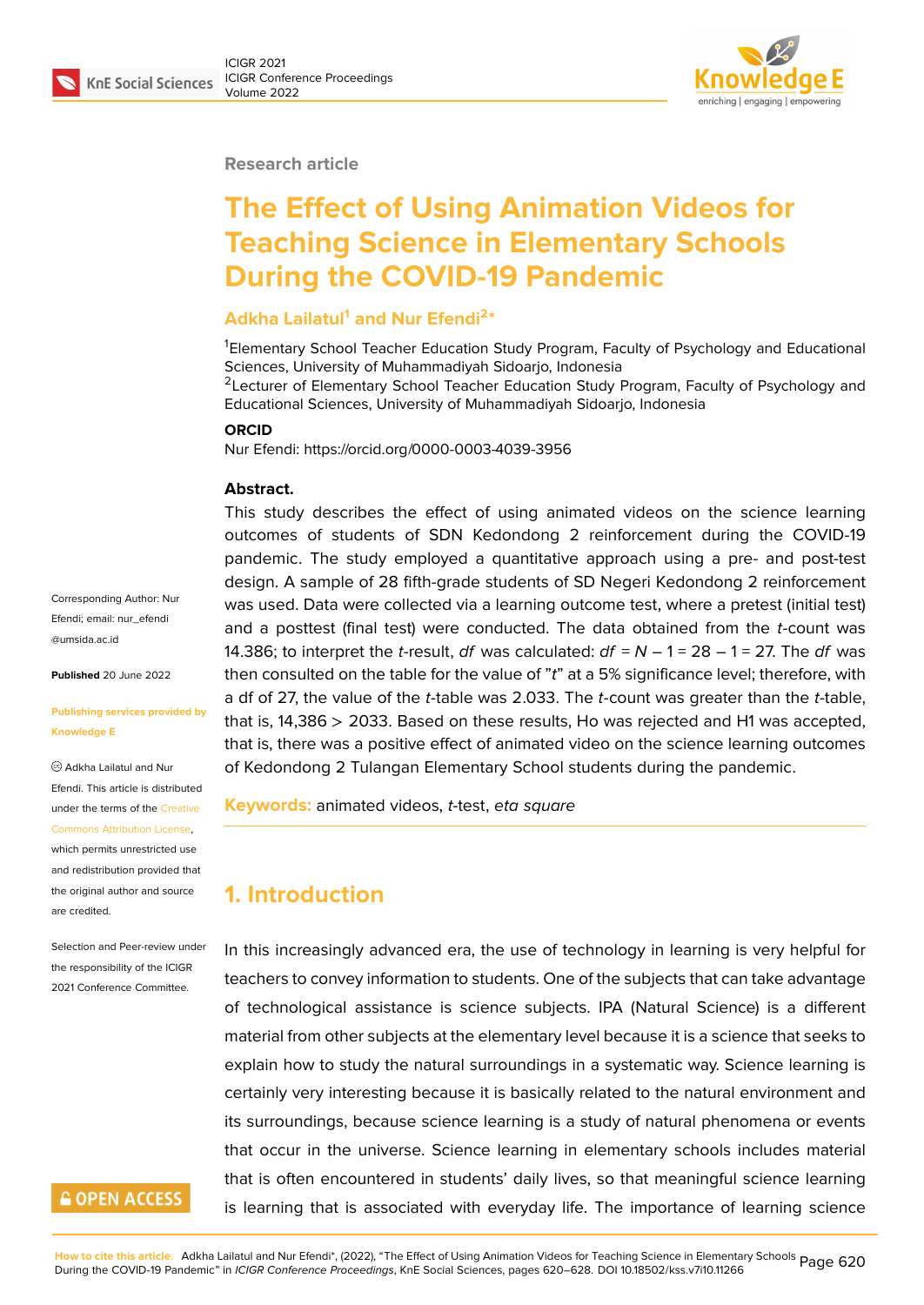Research article

# The Effect of Using Animation Videos for Teaching Science in Elementary Schools During the COVID-19 Pandemic

**Adkha Lailatul[1] and Nur Efendi[2]***

[1]Elementary School Teacher Education Study Program, Faculty of Psychology and Educational Sciences, University of Muhammadiyah Sidoarjo, Indonesia
[2]Lecturer of Elementary School Teacher Education Study Program, Faculty of Psychology and Educational Sciences, University of Muhammadiyah Sidoarjo, Indonesia

**ORCID**
Nur Efendi: https://orcid.org/0000-0003-4039-3956

Corresponding Author: Nur Efendi; email: nur_efendi@umsida.ac.id

**Published** 20 June 2022

**Publishing services provided by Knowledge E**

© Adkha Lailatul and Nur Efendi. This article is distributed under the terms of the Creative Commons Attribution License, which permits unrestricted use and redistribution provided that the original author and source are credited.

Selection and Peer-review under the responsibility of the ICIGR 2021 Conference Committee.

**Abstract.**
This study describes the effect of using animated videos on the science learning outcomes of students of SDN Kedondong 2 reinforcement during the COVID-19 pandemic. The study employed a quantitative approach using a pre- and post-test design. A sample of 28 fifth-grade students of SD Negeri Kedondong 2 reinforcement was used. Data were collected via a learning outcome test, where a pretest (initial test) and a posttest (final test) were conducted. The data obtained from the *t*-count was 14.386; to interpret the *t*-result, *df* was calculated: $df = N - 1 = 28 - 1 = 27$. The *df* was then consulted on the table for the value of "*t*" at a 5% significance level; therefore, with a df of 27, the value of the *t*-table was 2.033. The *t*-count was greater than the *t*-table, that is, 14,386 > 2033. Based on these results, Ho was rejected and H1 was accepted, that is, there was a positive effect of animated video on the science learning outcomes of Kedondong 2 Tulangan Elementary School students during the pandemic.

**Keywords:** animated videos, *t*-test, *eta square*

## 1. Introduction

In this increasingly advanced era, the use of technology in learning is very helpful for teachers to convey information to students. One of the subjects that can take advantage of technological assistance is science subjects. IPA (Natural Science) is a different material from other subjects at the elementary level because it is a science that seeks to explain how to study the natural surroundings in a systematic way. Science learning is certainly very interesting because it is basically related to the natural environment and its surroundings, because science learning is a study of natural phenomena or events that occur in the universe. Science learning in elementary schools includes material that is often encountered in students' daily lives, so that meaningful science learning is learning that is associated with everyday life. The importance of learning science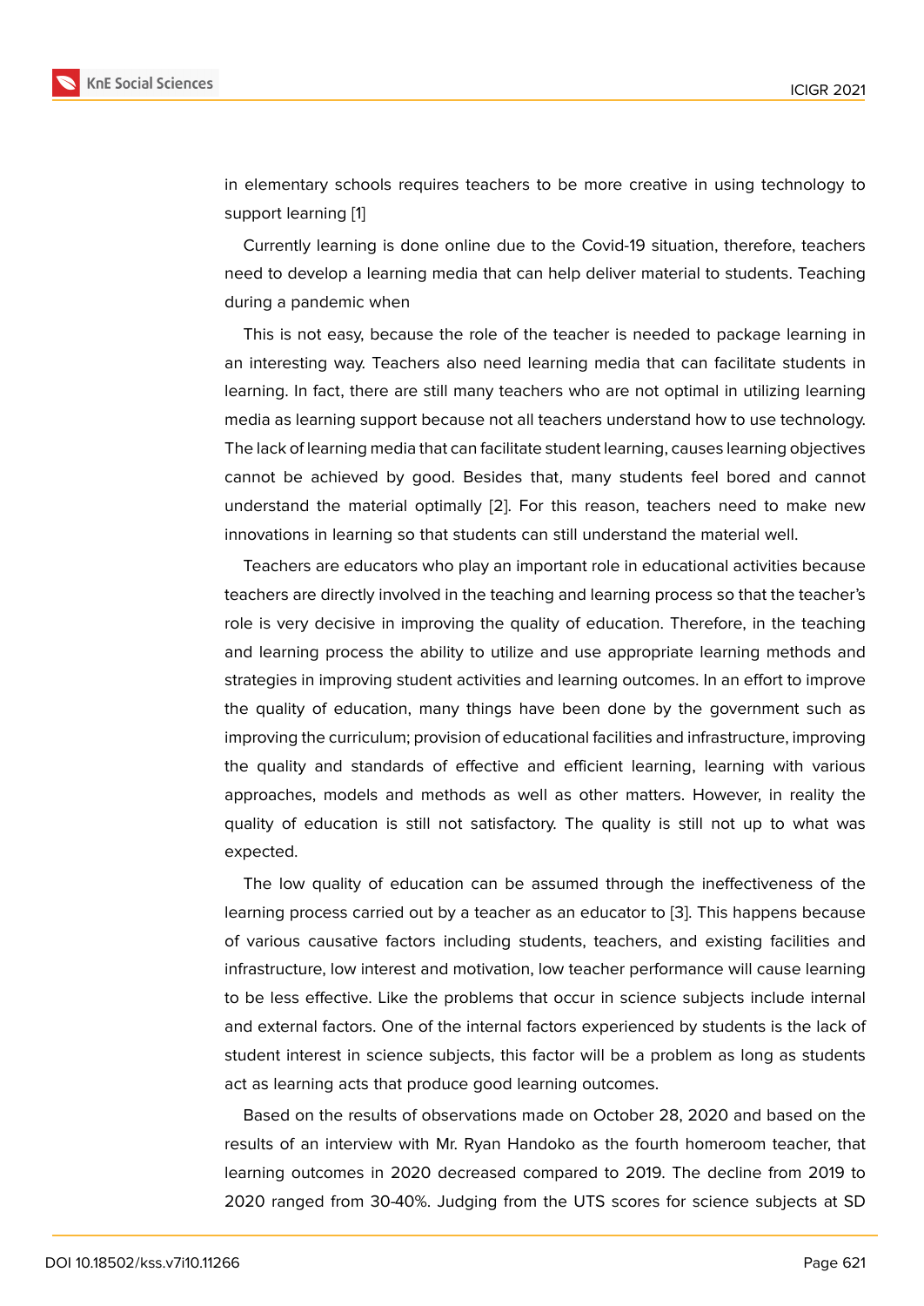in elementary schools requires teachers to be more creative in using technology to support learning [1]

Currently learning is done online due to the Covid-19 situation, therefore, teachers need to develop a learning media that can help deliver material to students. Teaching during a pandemic when

This is not easy, because the role of the teacher is needed to package learning in an interesting way. Teachers also need learning media that can facilitate students in learning. In fact, there are still many teachers who are not optimal in utilizing learning media as learning support because not all teachers understand how to use technology. The lack of learning media that can facilitate student learning, causes learning objectives cannot be achieved by good. Besides that, many students feel bored and cannot understand the material optimally [2]. For this reason, teachers need to make new innovations in learning so that students can still understand the material well.

Teachers are educators who play an important role in educational activities because teachers are directly involved in the teaching and learning process so that the teacher's role is very decisive in improving the quality of education. Therefore, in the teaching and learning process the ability to utilize and use appropriate learning methods and strategies in improving student activities and learning outcomes. In an effort to improve the quality of education, many things have been done by the government such as improving the curriculum; provision of educational facilities and infrastructure, improving the quality and standards of effective and efficient learning, learning with various approaches, models and methods as well as other matters. However, in reality the quality of education is still not satisfactory. The quality is still not up to what was expected.

The low quality of education can be assumed through the ineffectiveness of the learning process carried out by a teacher as an educator to [3]. This happens because of various causative factors including students, teachers, and existing facilities and infrastructure, low interest and motivation, low teacher performance will cause learning to be less effective. Like the problems that occur in science subjects include internal and external factors. One of the internal factors experienced by students is the lack of student interest in science subjects, this factor will be a problem as long as students act as learning acts that produce good learning outcomes.

Based on the results of observations made on October 28, 2020 and based on the results of an interview with Mr. Ryan Handoko as the fourth homeroom teacher, that learning outcomes in 2020 decreased compared to 2019. The decline from 2019 to 2020 ranged from 30-40%. Judging from the UTS scores for science subjects at SD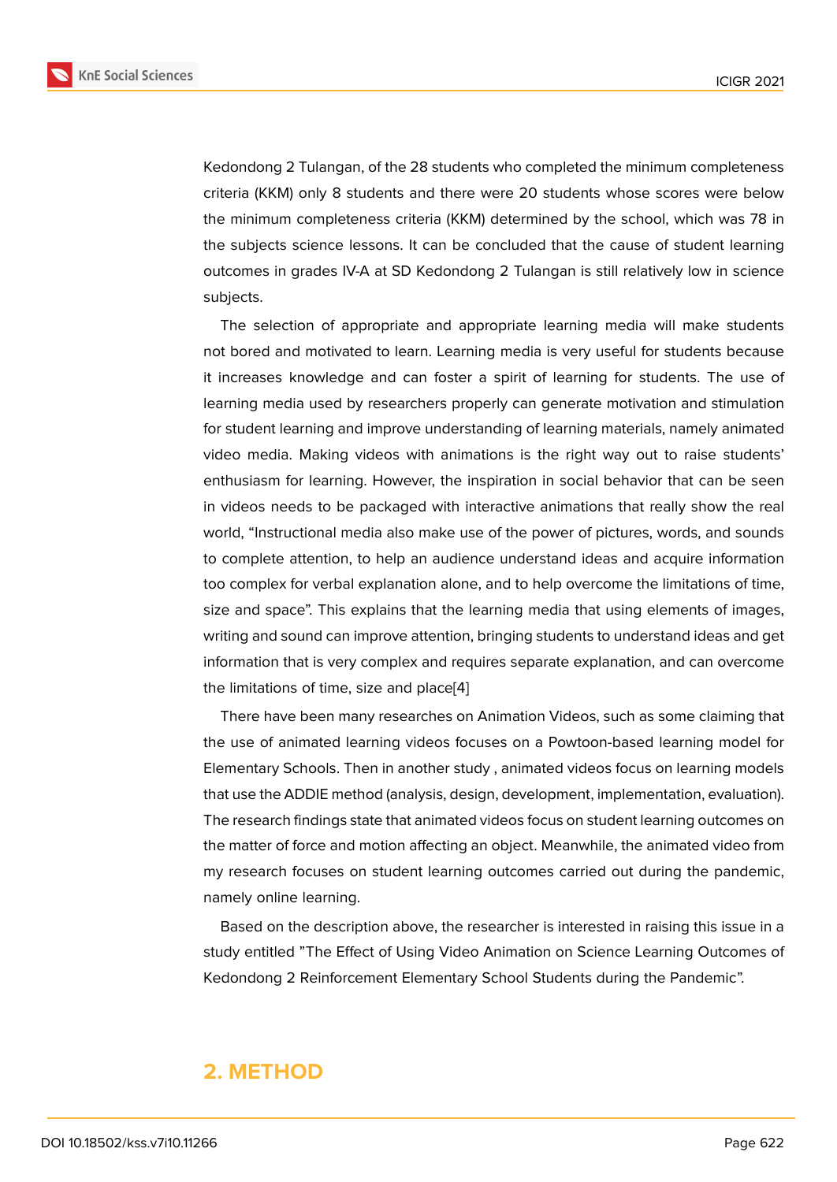Kedondong 2 Tulangan, of the 28 students who completed the minimum completeness criteria (KKM) only 8 students and there were 20 students whose scores were below the minimum completeness criteria (KKM) determined by the school, which was 78 in the subjects science lessons. It can be concluded that the cause of student learning outcomes in grades IV-A at SD Kedondong 2 Tulangan is still relatively low in science subjects.

The selection of appropriate and appropriate learning media will make students not bored and motivated to learn. Learning media is very useful for students because it increases knowledge and can foster a spirit of learning for students. The use of learning media used by researchers properly can generate motivation and stimulation for student learning and improve understanding of learning materials, namely animated video media. Making videos with animations is the right way out to raise students' enthusiasm for learning. However, the inspiration in social behavior that can be seen in videos needs to be packaged with interactive animations that really show the real world, "Instructional media also make use of the power of pictures, words, and sounds to complete attention, to help an audience understand ideas and acquire information too complex for verbal explanation alone, and to help overcome the limitations of time, size and space". This explains that the learning media that using elements of images, writing and sound can improve attention, bringing students to understand ideas and get information that is very complex and requires separate explanation, and can overcome the limitations of time, size and place[4]

There have been many researches on Animation Videos, such as some claiming that the use of animated learning videos focuses on a Powtoon-based learning model for Elementary Schools. Then in another study , animated videos focus on learning models that use the ADDIE method (analysis, design, development, implementation, evaluation). The research findings state that animated videos focus on student learning outcomes on the matter of force and motion affecting an object. Meanwhile, the animated video from my research focuses on student learning outcomes carried out during the pandemic, namely online learning.

Based on the description above, the researcher is interested in raising this issue in a study entitled "The Effect of Using Video Animation on Science Learning Outcomes of Kedondong 2 Reinforcement Elementary School Students during the Pandemic".

## 2. METHOD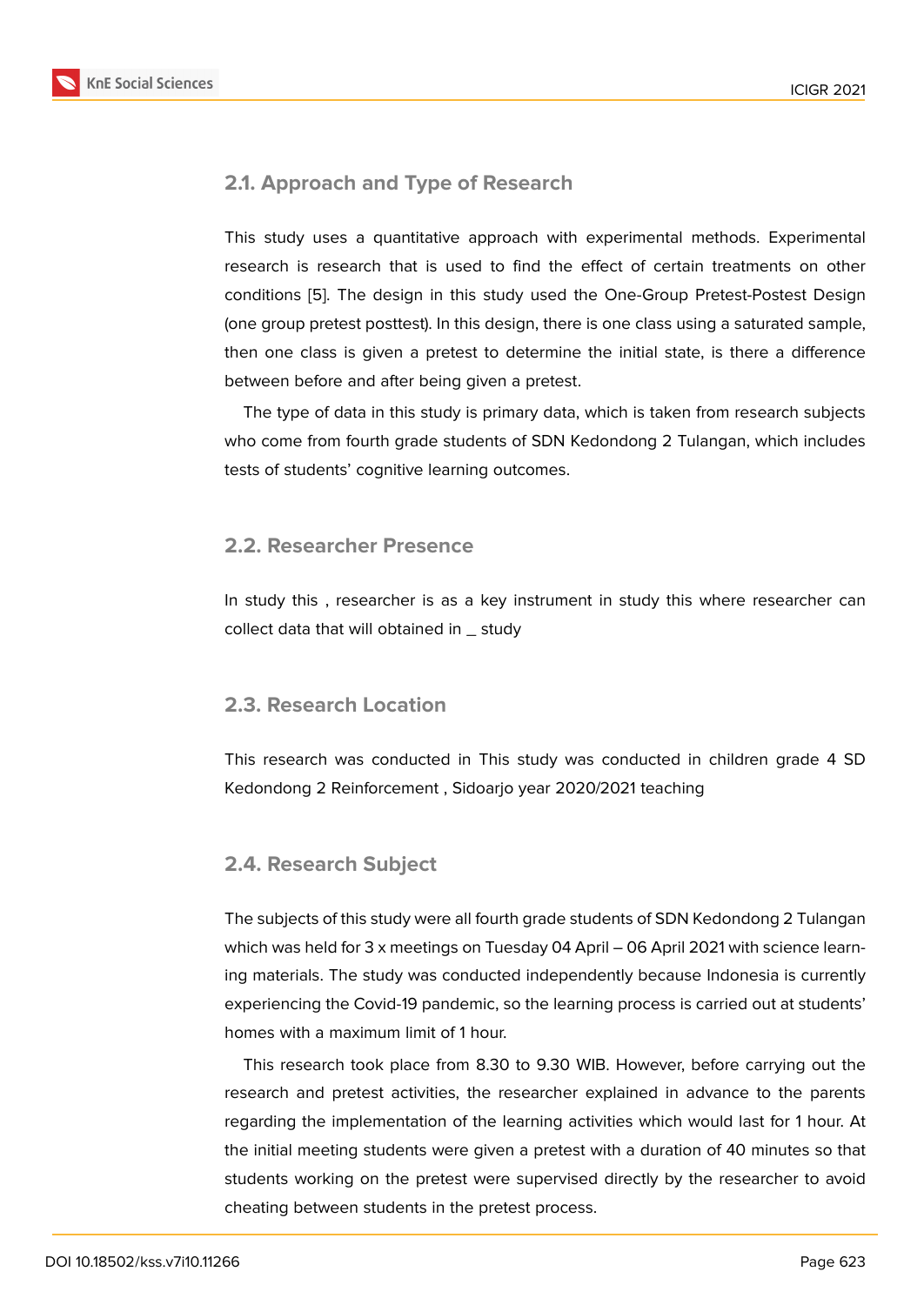## 2.1. Approach and Type of Research

This study uses a quantitative approach with experimental methods. Experimental research is research that is used to find the effect of certain treatments on other conditions [5]. The design in this study used the One-Group Pretest-Postest Design (one group pretest posttest). In this design, there is one class using a saturated sample, then one class is given a pretest to determine the initial state, is there a difference between before and after being given a pretest.

The type of data in this study is primary data, which is taken from research subjects who come from fourth grade students of SDN Kedondong 2 Tulangan, which includes tests of students' cognitive learning outcomes.

## 2.2. Researcher Presence

In study this , researcher is as a key instrument in study this where researcher can collect data that will obtained in _ study

## 2.3. Research Location

This research was conducted in This study was conducted in children grade 4 SD Kedondong 2 Reinforcement , Sidoarjo year 2020/2021 teaching

## 2.4. Research Subject

The subjects of this study were all fourth grade students of SDN Kedondong 2 Tulangan which was held for 3 x meetings on Tuesday 04 April – 06 April 2021 with science learning materials. The study was conducted independently because Indonesia is currently experiencing the Covid-19 pandemic, so the learning process is carried out at students' homes with a maximum limit of 1 hour.

This research took place from 8.30 to 9.30 WIB. However, before carrying out the research and pretest activities, the researcher explained in advance to the parents regarding the implementation of the learning activities which would last for 1 hour. At the initial meeting students were given a pretest with a duration of 40 minutes so that students working on the pretest were supervised directly by the researcher to avoid cheating between students in the pretest process.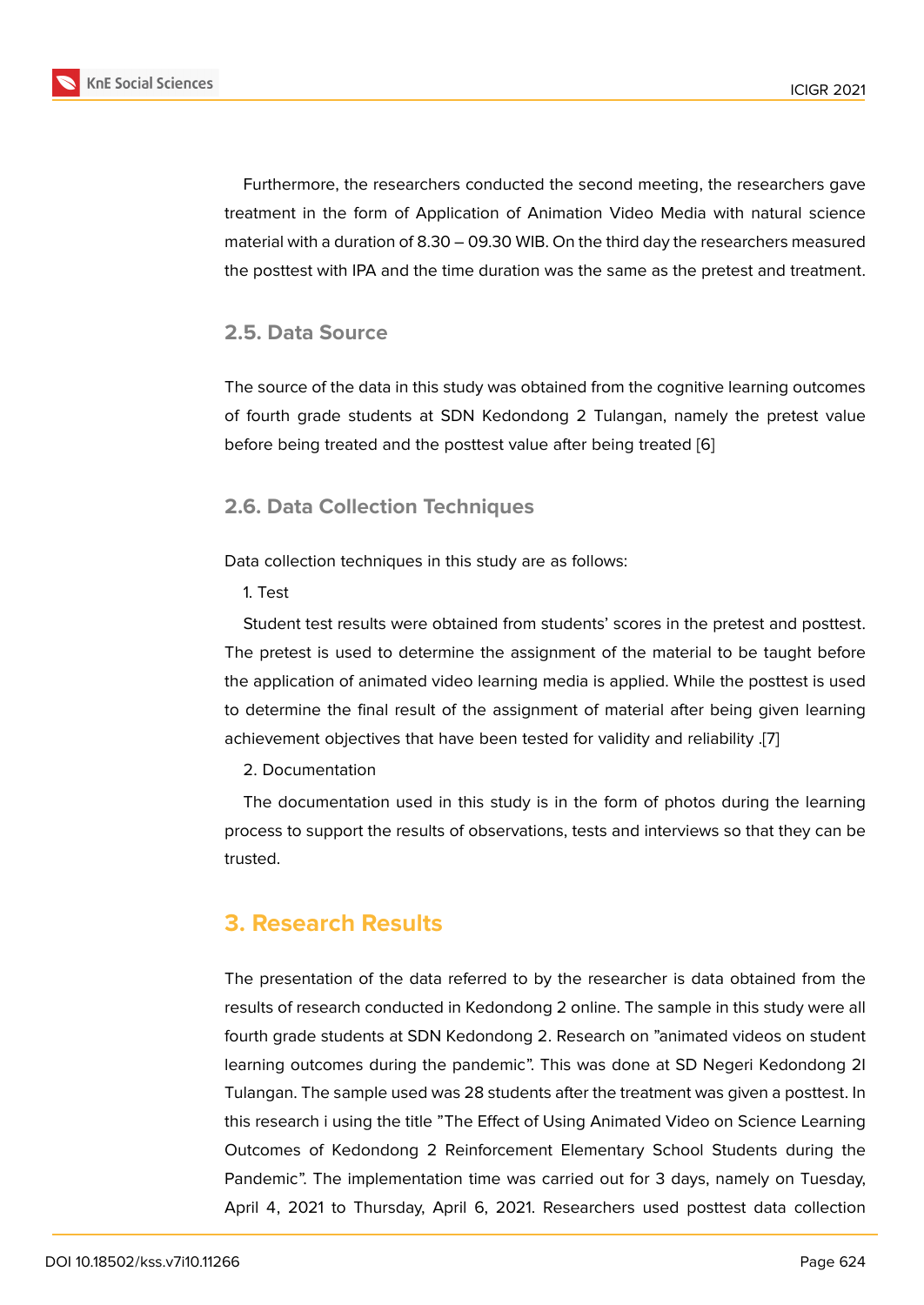Furthermore, the researchers conducted the second meeting, the researchers gave treatment in the form of Application of Animation Video Media with natural science material with a duration of 8.30 – 09.30 WIB. On the third day the researchers measured the posttest with IPA and the time duration was the same as the pretest and treatment.

### 2.5. Data Source

The source of the data in this study was obtained from the cognitive learning outcomes of fourth grade students at SDN Kedondong 2 Tulangan, namely the pretest value before being treated and the posttest value after being treated [6]

### 2.6. Data Collection Techniques

Data collection techniques in this study are as follows:

1. Test

Student test results were obtained from students' scores in the pretest and posttest. The pretest is used to determine the assignment of the material to be taught before the application of animated video learning media is applied. While the posttest is used to determine the final result of the assignment of material after being given learning achievement objectives that have been tested for validity and reliability .[7]

2. Documentation

The documentation used in this study is in the form of photos during the learning process to support the results of observations, tests and interviews so that they can be trusted.

## 3. Research Results

The presentation of the data referred to by the researcher is data obtained from the results of research conducted in Kedondong 2 online. The sample in this study were all fourth grade students at SDN Kedondong 2. Research on "animated videos on student learning outcomes during the pandemic". This was done at SD Negeri Kedondong 2l Tulangan. The sample used was 28 students after the treatment was given a posttest. In this research i using the title "The Effect of Using Animated Video on Science Learning Outcomes of Kedondong 2 Reinforcement Elementary School Students during the Pandemic". The implementation time was carried out for 3 days, namely on Tuesday, April 4, 2021 to Thursday, April 6, 2021. Researchers used posttest data collection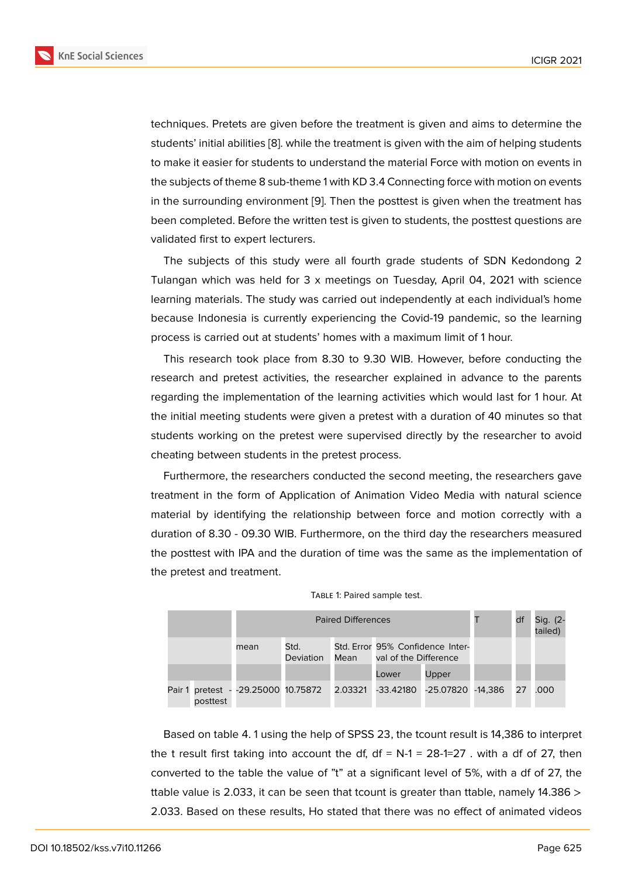techniques. Pretets are given before the treatment is given and aims to determine the students' initial abilities [8]. while the treatment is given with the aim of helping students to make it easier for students to understand the material Force with motion on events in the subjects of theme 8 sub-theme 1 with KD 3.4 Connecting force with motion on events in the surrounding environment [9]. Then the posttest is given when the treatment has been completed. Before the written test is given to students, the posttest questions are validated first to expert lecturers.

The subjects of this study were all fourth grade students of SDN Kedondong 2 Tulangan which was held for 3 x meetings on Tuesday, April 04, 2021 with science learning materials. The study was carried out independently at each individual's home because Indonesia is currently experiencing the Covid-19 pandemic, so the learning process is carried out at students' homes with a maximum limit of 1 hour.

This research took place from 8.30 to 9.30 WIB. However, before conducting the research and pretest activities, the researcher explained in advance to the parents regarding the implementation of the learning activities which would last for 1 hour. At the initial meeting students were given a pretest with a duration of 40 minutes so that students working on the pretest were supervised directly by the researcher to avoid cheating between students in the pretest process.

Furthermore, the researchers conducted the second meeting, the researchers gave treatment in the form of Application of Animation Video Media with natural science material by identifying the relationship between force and motion correctly with a duration of 8.30 - 09.30 WIB. Furthermore, on the third day the researchers measured the posttest with IPA and the duration of time was the same as the implementation of the pretest and treatment.

Table 1: Paired sample test.

| | | Paired Differences | | | | | T | df | Sig. (2-tailed) |
|---|---|---|---|---|---|---|---|---|---|
| | | mean | Std. Deviation | Std. Error Mean | 95% Confidence Interval of the Difference | | | | |
| | | | | | Lower | Upper | | | |
| Pair 1 | pretest - posttest | -29.25000 | 10.75872 | 2.03321 | -33.42180 | -25.07820 | -14,386 | 27 | .000 |

Based on table 4. 1 using the help of SPSS 23, the tcount result is 14,386 to interpret the t result first taking into account the df, df = N-1 = 28-1=27 . with a df of 27, then converted to the table the value of "t" at a significant level of 5%, with a df of 27, the ttable value is 2.033, it can be seen that tcount is greater than ttable, namely 14.386 > 2.033. Based on these results, Ho stated that there was no effect of animated videos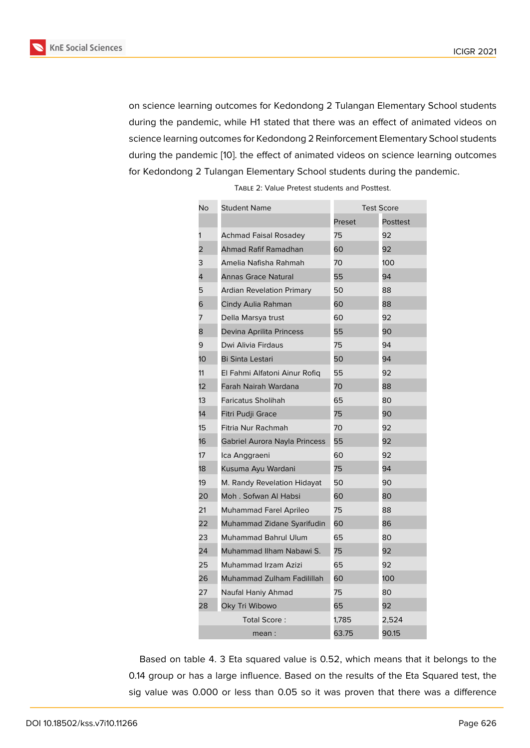on science learning outcomes for Kedondong 2 Tulangan Elementary School students during the pandemic, while H1 stated that there was an effect of animated videos on science learning outcomes for Kedondong 2 Reinforcement Elementary School students during the pandemic [10]. the effect of animated videos on science learning outcomes for Kedondong 2 Tulangan Elementary School students during the pandemic.

Table 2: Value Pretest students and Posttest.

| No | Student Name | Test Score | |
|---|---|---|---|
| | | Preset | Posttest |
| 1 | Achmad Faisal Rosadey | 75 | 92 |
| 2 | Ahmad Rafif Ramadhan | 60 | 92 |
| 3 | Amelia Nafisha Rahmah | 70 | 100 |
| 4 | Annas Grace Natural | 55 | 94 |
| 5 | Ardian Revelation Primary | 50 | 88 |
| 6 | Cindy Aulia Rahman | 60 | 88 |
| 7 | Della Marsya trust | 60 | 92 |
| 8 | Devina Aprilita Princess | 55 | 90 |
| 9 | Dwi Alivia Firdaus | 75 | 94 |
| 10 | Bi Sinta Lestari | 50 | 94 |
| 11 | El Fahmi Alfatoni Ainur Rofiq | 55 | 92 |
| 12 | Farah Nairah Wardana | 70 | 88 |
| 13 | Faricatus Sholihah | 65 | 80 |
| 14 | Fitri Pudji Grace | 75 | 90 |
| 15 | Fitria Nur Rachmah | 70 | 92 |
| 16 | Gabriel Aurora Nayla Princess | 55 | 92 |
| 17 | Ica Anggraeni | 60 | 92 |
| 18 | Kusuma Ayu Wardani | 75 | 94 |
| 19 | M. Randy Revelation Hidayat | 50 | 90 |
| 20 | Moh . Sofwan Al Habsi | 60 | 80 |
| 21 | Muhammad Farel Aprileo | 75 | 88 |
| 22 | Muhammad Zidane Syarifudin | 60 | 86 |
| 23 | Muhammad Bahrul Ulum | 65 | 80 |
| 24 | Muhammad Ilham Nabawi S. | 75 | 92 |
| 25 | Muhammad Irzam Azizi | 65 | 92 |
| 26 | Muhammad Zulham Fadilillah | 60 | 100 |
| 27 | Naufal Haniy Ahmad | 75 | 80 |
| 28 | Oky Tri Wibowo | 65 | 92 |
| Total Score : | | 1,785 | 2,524 |
| mean : | | 63.75 | 90.15 |

Based on table 4. 3 Eta squared value is 0.52, which means that it belongs to the 0.14 group or has a large influence. Based on the results of the Eta Squared test, the sig value was 0.000 or less than 0.05 so it was proven that there was a difference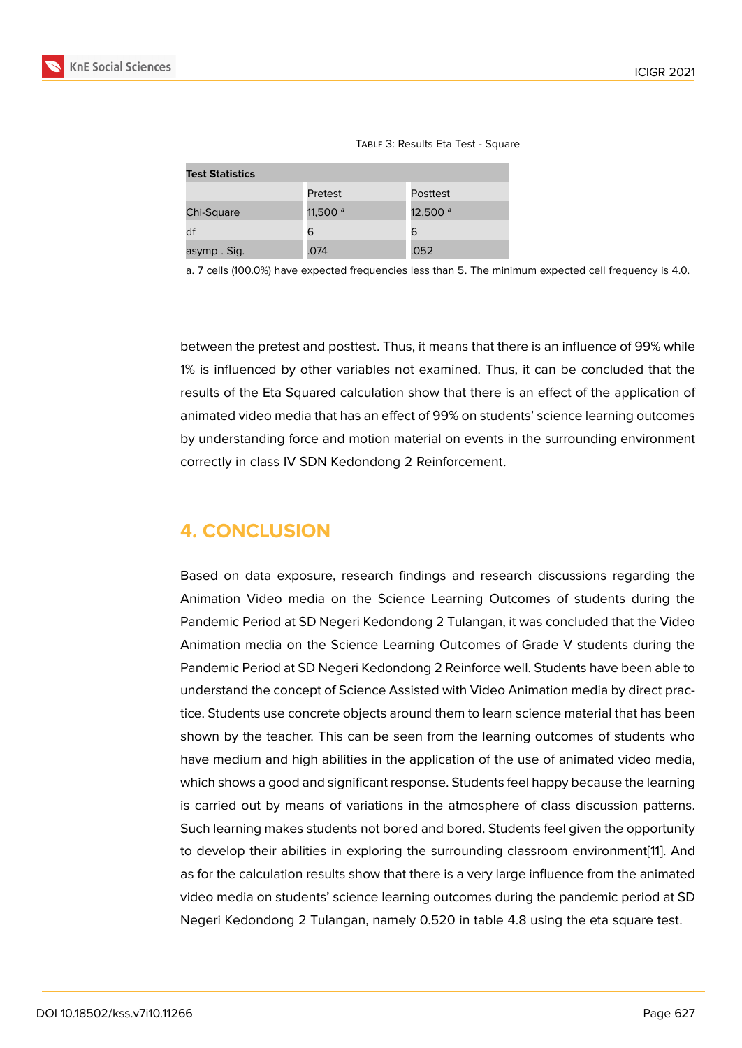Table 3: Results Eta Test - Square

| Test Statistics | | |
|---|---|---|
| | Pretest | Posttest |
| Chi-Square | 11,500 [a] | 12,500 [a] |
| df | 6 | 6 |
| asymp . Sig. | .074 | .052 |

a. 7 cells (100.0%) have expected frequencies less than 5. The minimum expected cell frequency is 4.0.

between the pretest and posttest. Thus, it means that there is an influence of 99% while 1% is influenced by other variables not examined. Thus, it can be concluded that the results of the Eta Squared calculation show that there is an effect of the application of animated video media that has an effect of 99% on students' science learning outcomes by understanding force and motion material on events in the surrounding environment correctly in class IV SDN Kedondong 2 Reinforcement.

## 4. CONCLUSION

Based on data exposure, research findings and research discussions regarding the Animation Video media on the Science Learning Outcomes of students during the Pandemic Period at SD Negeri Kedondong 2 Tulangan, it was concluded that the Video Animation media on the Science Learning Outcomes of Grade V students during the Pandemic Period at SD Negeri Kedondong 2 Reinforce well. Students have been able to understand the concept of Science Assisted with Video Animation media by direct practice. Students use concrete objects around them to learn science material that has been shown by the teacher. This can be seen from the learning outcomes of students who have medium and high abilities in the application of the use of animated video media, which shows a good and significant response. Students feel happy because the learning is carried out by means of variations in the atmosphere of class discussion patterns. Such learning makes students not bored and bored. Students feel given the opportunity to develop their abilities in exploring the surrounding classroom environment[11]. And as for the calculation results show that there is a very large influence from the animated video media on students' science learning outcomes during the pandemic period at SD Negeri Kedondong 2 Tulangan, namely 0.520 in table 4.8 using the eta square test.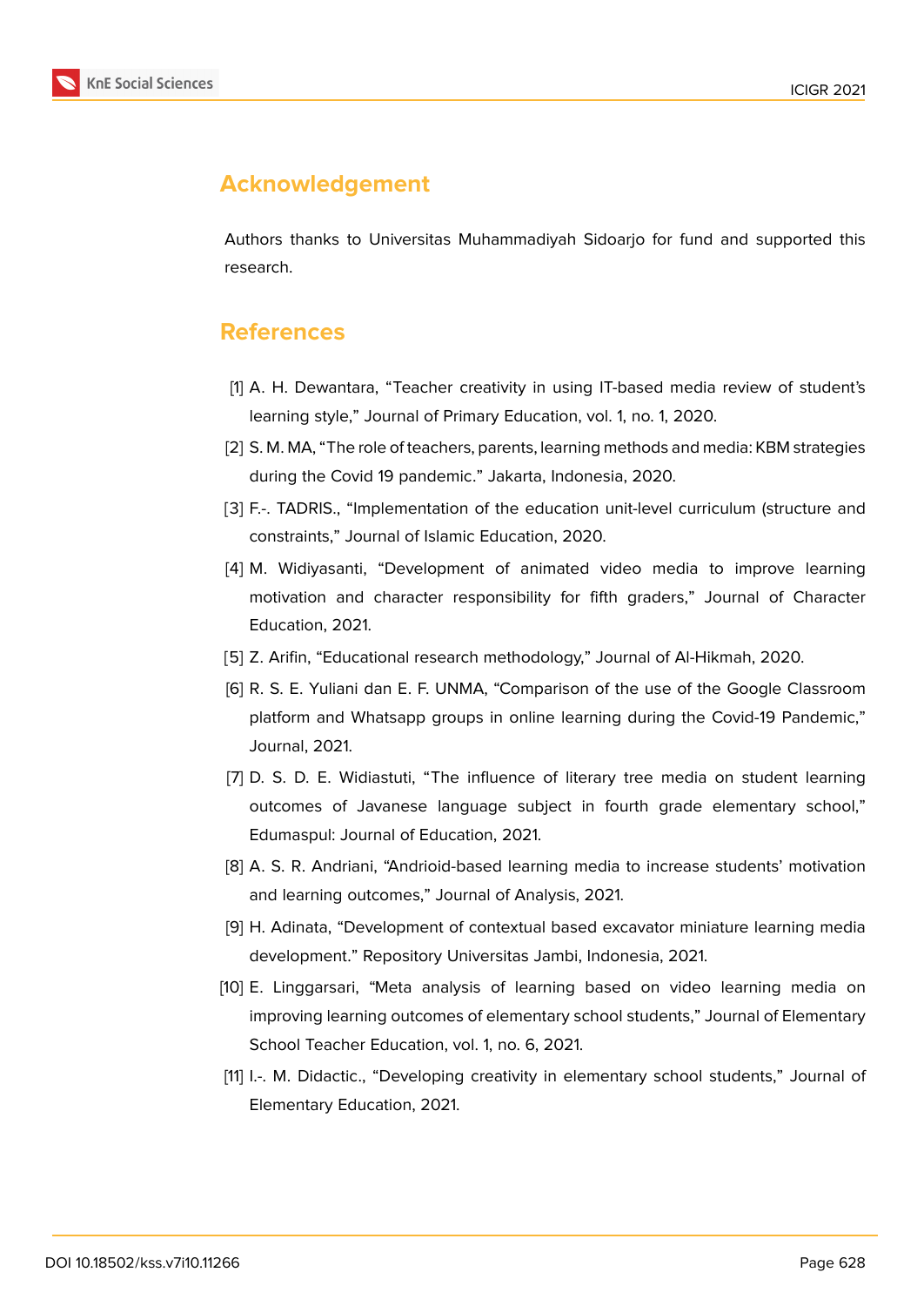## Acknowledgement

Authors thanks to Universitas Muhammadiyah Sidoarjo for fund and supported this research.

## References

[1] A. H. Dewantara, "Teacher creativity in using IT-based media review of student's learning style," Journal of Primary Education, vol. 1, no. 1, 2020.

[2] S. M. MA, "The role of teachers, parents, learning methods and media: KBM strategies during the Covid 19 pandemic." Jakarta, Indonesia, 2020.

[3] F.-. TADRIS., "Implementation of the education unit-level curriculum (structure and constraints," Journal of Islamic Education, 2020.

[4] M. Widiyasanti, "Development of animated video media to improve learning motivation and character responsibility for fifth graders," Journal of Character Education, 2021.

[5] Z. Arifin, "Educational research methodology," Journal of Al-Hikmah, 2020.

[6] R. S. E. Yuliani dan E. F. UNMA, "Comparison of the use of the Google Classroom platform and Whatsapp groups in online learning during the Covid-19 Pandemic," Journal, 2021.

[7] D. S. D. E. Widiastuti, "The influence of literary tree media on student learning outcomes of Javanese language subject in fourth grade elementary school," Edumaspul: Journal of Education, 2021.

[8] A. S. R. Andriani, "Andrioid-based learning media to increase students' motivation and learning outcomes," Journal of Analysis, 2021.

[9] H. Adinata, "Development of contextual based excavator miniature learning media development." Repository Universitas Jambi, Indonesia, 2021.

[10] E. Linggarsari, "Meta analysis of learning based on video learning media on improving learning outcomes of elementary school students," Journal of Elementary School Teacher Education, vol. 1, no. 6, 2021.

[11] I.-. M. Didactic., "Developing creativity in elementary school students," Journal of Elementary Education, 2021.